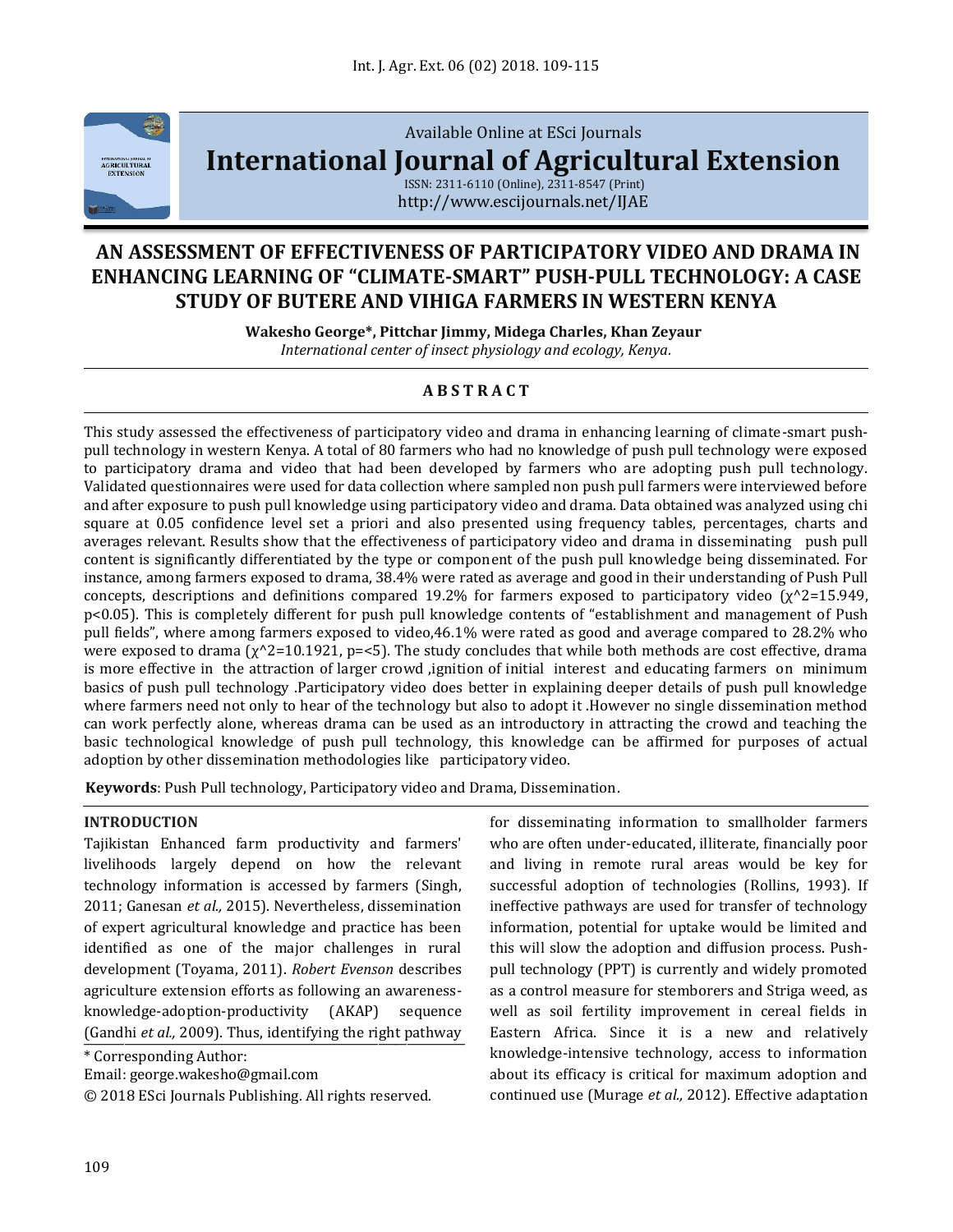Available Online at ESci Journals

**International Journal of Agricultural Extension**

ISSN: 2311-6110 (Online), 2311-8547 (Print)
http://www.escijournals.net/IJAE

# AN ASSESSMENT OF EFFECTIVENESS OF PARTICIPATORY VIDEO AND DRAMA IN ENHANCING LEARNING OF "CLIMATE-SMART" PUSH-PULL TECHNOLOGY: A CASE STUDY OF BUTERE AND VIHIGA FARMERS IN WESTERN KENYA

**Wakesho George\*, Pittchar Jimmy, Midega Charles, Khan Zeyaur**

*International center of insect physiology and ecology, Kenya.*

## ABSTRACT

This study assessed the effectiveness of participatory video and drama in enhancing learning of climate-smart push-pull technology in western Kenya. A total of 80 farmers who had no knowledge of push pull technology were exposed to participatory drama and video that had been developed by farmers who are adopting push pull technology. Validated questionnaires were used for data collection where sampled non push pull farmers were interviewed before and after exposure to push pull knowledge using participatory video and drama. Data obtained was analyzed using chi square at 0.05 confidence level set a priori and also presented using frequency tables, percentages, charts and averages relevant. Results show that the effectiveness of participatory video and drama in disseminating push pull content is significantly differentiated by the type or component of the push pull knowledge being disseminated. For instance, among farmers exposed to drama, 38.4% were rated as average and good in their understanding of Push Pull concepts, descriptions and definitions compared 19.2% for farmers exposed to participatory video ($\chi^2=15.949$, $p<0.05$). This is completely different for push pull knowledge contents of "establishment and management of Push pull fields", where among farmers exposed to video,46.1% were rated as good and average compared to 28.2% who were exposed to drama ($\chi^2=10.1921$, p=<5). The study concludes that while both methods are cost effective, drama is more effective in the attraction of larger crowd ,ignition of initial interest and educating farmers on minimum basics of push pull technology .Participatory video does better in explaining deeper details of push pull knowledge where farmers need not only to hear of the technology but also to adopt it .However no single dissemination method can work perfectly alone, whereas drama can be used as an introductory in attracting the crowd and teaching the basic technological knowledge of push pull technology, this knowledge can be affirmed for purposes of actual adoption by other dissemination methodologies like participatory video.

**Keywords**: Push Pull technology, Participatory video and Drama, Dissemination.

## INTRODUCTION

Tajikistan Enhanced farm productivity and farmers' livelihoods largely depend on how the relevant technology information is accessed by farmers (Singh, 2011; Ganesan *et al.,* 2015). Nevertheless, dissemination of expert agricultural knowledge and practice has been identified as one of the major challenges in rural development (Toyama, 2011). *Robert Evenson* describes agriculture extension efforts as following an awareness-knowledge-adoption-productivity (AKAP) sequence (Gandhi *et al.,* 2009). Thus, identifying the right pathway for disseminating information to smallholder farmers who are often under-educated, illiterate, financially poor and living in remote rural areas would be key for successful adoption of technologies (Rollins, 1993). If ineffective pathways are used for transfer of technology information, potential for uptake would be limited and this will slow the adoption and diffusion process. Push-pull technology (PPT) is currently and widely promoted as a control measure for stemborers and Striga weed, as well as soil fertility improvement in cereal fields in Eastern Africa. Since it is a new and relatively knowledge-intensive technology, access to information about its efficacy is critical for maximum adoption and continued use (Murage *et al.,* 2012). Effective adaptation

\* Corresponding Author:

Email: george.wakesho@gmail.com

© 2018 ESci Journals Publishing. All rights reserved.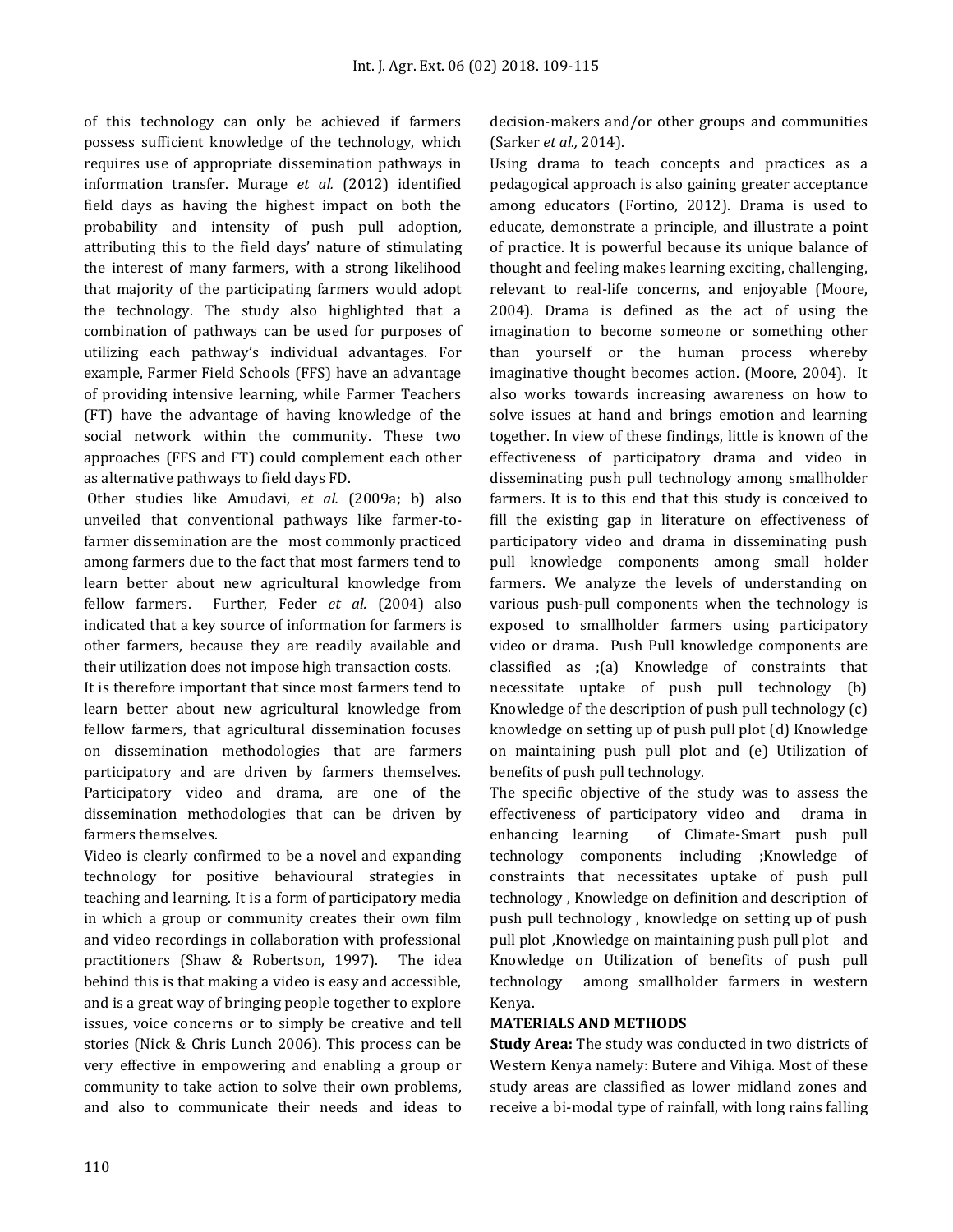of this technology can only be achieved if farmers possess sufficient knowledge of the technology, which requires use of appropriate dissemination pathways in information transfer. Murage *et al.* (2012) identified field days as having the highest impact on both the probability and intensity of push pull adoption, attributing this to the field days' nature of stimulating the interest of many farmers, with a strong likelihood that majority of the participating farmers would adopt the technology. The study also highlighted that a combination of pathways can be used for purposes of utilizing each pathway's individual advantages. For example, Farmer Field Schools (FFS) have an advantage of providing intensive learning, while Farmer Teachers (FT) have the advantage of having knowledge of the social network within the community. These two approaches (FFS and FT) could complement each other as alternative pathways to field days FD.

Other studies like Amudavi, *et al.* (2009a; b) also unveiled that conventional pathways like farmer-to-farmer dissemination are the most commonly practiced among farmers due to the fact that most farmers tend to learn better about new agricultural knowledge from fellow farmers. Further, Feder *et al.* (2004) also indicated that a key source of information for farmers is other farmers, because they are readily available and their utilization does not impose high transaction costs.

It is therefore important that since most farmers tend to learn better about new agricultural knowledge from fellow farmers, that agricultural dissemination focuses on dissemination methodologies that are farmers participatory and are driven by farmers themselves. Participatory video and drama, are one of the dissemination methodologies that can be driven by farmers themselves.

Video is clearly confirmed to be a novel and expanding technology for positive behavioural strategies in teaching and learning. It is a form of participatory media in which a group or community creates their own film and video recordings in collaboration with professional practitioners (Shaw & Robertson, 1997). The idea behind this is that making a video is easy and accessible, and is a great way of bringing people together to explore issues, voice concerns or to simply be creative and tell stories (Nick & Chris Lunch 2006). This process can be very effective in empowering and enabling a group or community to take action to solve their own problems, and also to communicate their needs and ideas to decision-makers and/or other groups and communities (Sarker *et al.,* 2014).

Using drama to teach concepts and practices as a pedagogical approach is also gaining greater acceptance among educators (Fortino, 2012). Drama is used to educate, demonstrate a principle, and illustrate a point of practice. It is powerful because its unique balance of thought and feeling makes learning exciting, challenging, relevant to real-life concerns, and enjoyable (Moore, 2004). Drama is defined as the act of using the imagination to become someone or something other than yourself or the human process whereby imaginative thought becomes action. (Moore, 2004). It also works towards increasing awareness on how to solve issues at hand and brings emotion and learning together. In view of these findings, little is known of the effectiveness of participatory drama and video in disseminating push pull technology among smallholder farmers. It is to this end that this study is conceived to fill the existing gap in literature on effectiveness of participatory video and drama in disseminating push pull knowledge components among small holder farmers. We analyze the levels of understanding on various push-pull components when the technology is exposed to smallholder farmers using participatory video or drama. Push Pull knowledge components are classified as ;(a) Knowledge of constraints that necessitate uptake of push pull technology (b) Knowledge of the description of push pull technology (c) knowledge on setting up of push pull plot (d) Knowledge on maintaining push pull plot and (e) Utilization of benefits of push pull technology.

The specific objective of the study was to assess the effectiveness of participatory video and drama in enhancing learning of Climate-Smart push pull technology components including ;Knowledge of constraints that necessitates uptake of push pull technology , Knowledge on definition and description of push pull technology , knowledge on setting up of push pull plot ,Knowledge on maintaining push pull plot and Knowledge on Utilization of benefits of push pull technology among smallholder farmers in western Kenya.

## MATERIALS AND METHODS

**Study Area:** The study was conducted in two districts of Western Kenya namely: Butere and Vihiga. Most of these study areas are classified as lower midland zones and receive a bi-modal type of rainfall, with long rains falling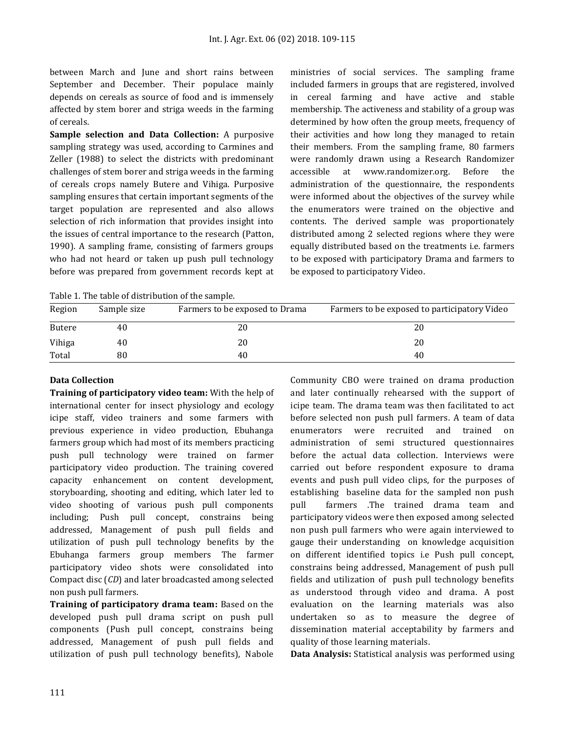between March and June and short rains between September and December. Their populace mainly depends on cereals as source of food and is immensely affected by stem borer and striga weeds in the farming of cereals.

**Sample selection and Data Collection:** A purposive sampling strategy was used, according to Carmines and Zeller (1988) to select the districts with predominant challenges of stem borer and striga weeds in the farming of cereals crops namely Butere and Vihiga. Purposive sampling ensures that certain important segments of the target population are represented and also allows selection of rich information that provides insight into the issues of central importance to the research (Patton, 1990). A sampling frame, consisting of farmers groups who had not heard or taken up push pull technology before was prepared from government records kept at ministries of social services. The sampling frame included farmers in groups that are registered, involved in cereal farming and have active and stable membership. The activeness and stability of a group was determined by how often the group meets, frequency of their activities and how long they managed to retain their members. From the sampling frame, 80 farmers were randomly drawn using a Research Randomizer accessible at www.randomizer.org. Before the administration of the questionnaire, the respondents were informed about the objectives of the survey while the enumerators were trained on the objective and contents. The derived sample was proportionately distributed among 2 selected regions where they were equally distributed based on the treatments i.e. farmers to be exposed with participatory Drama and farmers to be exposed to participatory Video.

Table 1. The table of distribution of the sample.

| Region | Sample size | Farmers to be exposed to Drama | Farmers to be exposed to participatory Video |
|---|---|---|---|
| Butere | 40 | 20 | 20 |
| Vihiga | 40 | 20 | 20 |
| Total | 80 | 40 | 40 |

## Data Collection

**Training of participatory video team:** With the help of international center for insect physiology and ecology icipe staff, video trainers and some farmers with previous experience in video production, Ebuhanga farmers group which had most of its members practicing push pull technology were trained on farmer participatory video production. The training covered capacity enhancement on content development, storyboarding, shooting and editing, which later led to video shooting of various push pull components including; Push pull concept, constrains being addressed, Management of push pull fields and utilization of push pull technology benefits by the Ebuhanga farmers group members The farmer participatory video shots were consolidated into Compact disc (*CD*) and later broadcasted among selected non push pull farmers.

**Training of participatory drama team:** Based on the developed push pull drama script on push pull components (Push pull concept, constrains being addressed, Management of push pull fields and utilization of push pull technology benefits), Nabole Community CBO were trained on drama production and later continually rehearsed with the support of icipe team. The drama team was then facilitated to act before selected non push pull farmers. A team of data enumerators were recruited and trained on administration of semi structured questionnaires before the actual data collection. Interviews were carried out before respondent exposure to drama events and push pull video clips, for the purposes of establishing baseline data for the sampled non push pull farmers .The trained drama team and participatory videos were then exposed among selected non push pull farmers who were again interviewed to gauge their understanding on knowledge acquisition on different identified topics i.e Push pull concept, constrains being addressed, Management of push pull fields and utilization of push pull technology benefits as understood through video and drama. A post evaluation on the learning materials was also undertaken so as to measure the degree of dissemination material acceptability by farmers and quality of those learning materials.

**Data Analysis:** Statistical analysis was performed using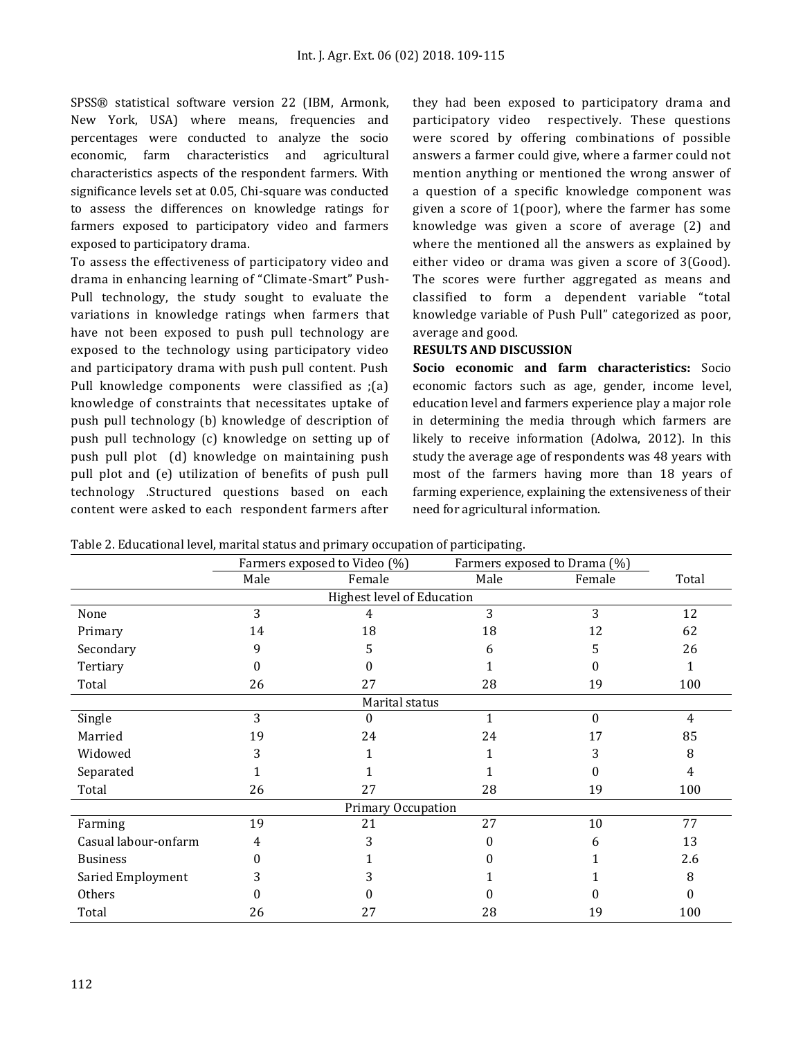SPSS® statistical software version 22 (IBM, Armonk, New York, USA) where means, frequencies and percentages were conducted to analyze the socio economic, farm characteristics and agricultural characteristics aspects of the respondent farmers. With significance levels set at 0.05, Chi-square was conducted to assess the differences on knowledge ratings for farmers exposed to participatory video and farmers exposed to participatory drama.

To assess the effectiveness of participatory video and drama in enhancing learning of "Climate-Smart" Push-Pull technology, the study sought to evaluate the variations in knowledge ratings when farmers that have not been exposed to push pull technology are exposed to the technology using participatory video and participatory drama with push pull content. Push Pull knowledge components were classified as ;(a) knowledge of constraints that necessitates uptake of push pull technology (b) knowledge of description of push pull technology (c) knowledge on setting up of push pull plot (d) knowledge on maintaining push pull plot and (e) utilization of benefits of push pull technology .Structured questions based on each content were asked to each respondent farmers after they had been exposed to participatory drama and participatory video respectively. These questions were scored by offering combinations of possible answers a farmer could give, where a farmer could not mention anything or mentioned the wrong answer of a question of a specific knowledge component was given a score of 1(poor), where the farmer has some knowledge was given a score of average (2) and where the mentioned all the answers as explained by either video or drama was given a score of 3(Good). The scores were further aggregated as means and classified to form a dependent variable "total knowledge variable of Push Pull" categorized as poor, average and good.

## RESULTS AND DISCUSSION

**Socio economic and farm characteristics:** Socio economic factors such as age, gender, income level, education level and farmers experience play a major role in determining the media through which farmers are likely to receive information (Adolwa, 2012). In this study the average age of respondents was 48 years with most of the farmers having more than 18 years of farming experience, explaining the extensiveness of their need for agricultural information.

Table 2. Educational level, marital status and primary occupation of participating.

| | Farmers exposed to Video (%) | | Farmers exposed to Drama (%) | | Total |
|---|---|---|---|---|---|
| | Male | Female | Male | Female | |
| **Highest level of Education** | | | | | |
| None | 3 | 4 | 3 | 3 | 12 |
| Primary | 14 | 18 | 18 | 12 | 62 |
| Secondary | 9 | 5 | 6 | 5 | 26 |
| Tertiary | 0 | 0 | 1 | 0 | 1 |
| Total | 26 | 27 | 28 | 19 | 100 |
| **Marital status** | | | | | |
| Single | 3 | 0 | 1 | 0 | 4 |
| Married | 19 | 24 | 24 | 17 | 85 |
| Widowed | 3 | 1 | 1 | 3 | 8 |
| Separated | 1 | 1 | 1 | 0 | 4 |
| Total | 26 | 27 | 28 | 19 | 100 |
| **Primary Occupation** | | | | | |
| Farming | 19 | 21 | 27 | 10 | 77 |
| Casual labour-onfarm | 4 | 3 | 0 | 6 | 13 |
| Business | 0 | 1 | 0 | 1 | 2.6 |
| Saried Employment | 3 | 3 | 1 | 1 | 8 |
| Others | 0 | 0 | 0 | 0 | 0 |
| Total | 26 | 27 | 28 | 19 | 100 |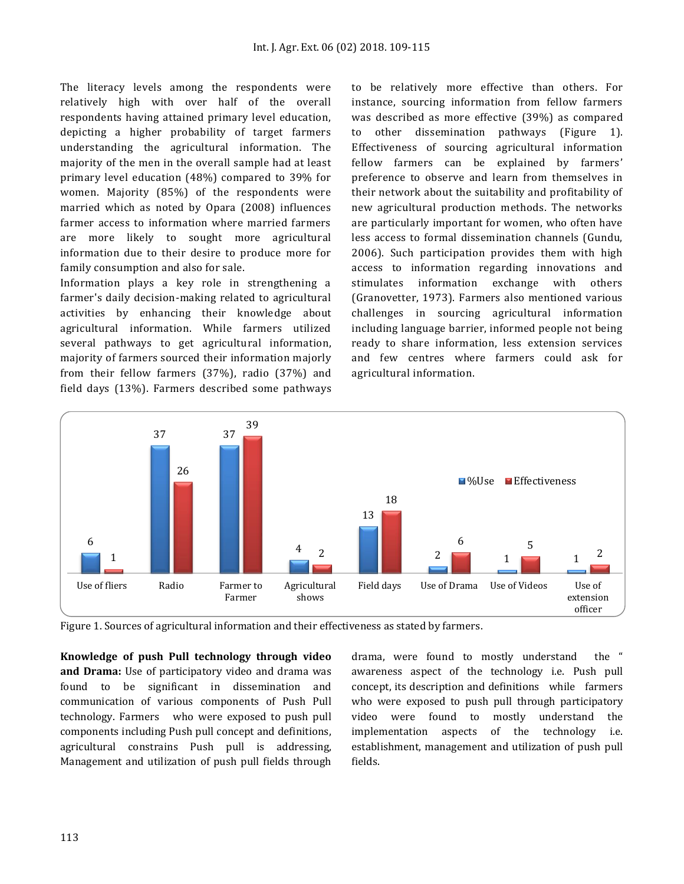The literacy levels among the respondents were relatively high with over half of the overall respondents having attained primary level education, depicting a higher probability of target farmers understanding the agricultural information. The majority of the men in the overall sample had at least primary level education (48%) compared to 39% for women. Majority (85%) of the respondents were married which as noted by Opara (2008) influences farmer access to information where married farmers are more likely to sought more agricultural information due to their desire to produce more for family consumption and also for sale.

Information plays a key role in strengthening a farmer's daily decision-making related to agricultural activities by enhancing their knowledge about agricultural information. While farmers utilized several pathways to get agricultural information, majority of farmers sourced their information majorly from their fellow farmers (37%), radio (37%) and field days (13%). Farmers described some pathways to be relatively more effective than others. For instance, sourcing information from fellow farmers was described as more effective (39%) as compared to other dissemination pathways (Figure 1). Effectiveness of sourcing agricultural information fellow farmers can be explained by farmers' preference to observe and learn from themselves in their network about the suitability and profitability of new agricultural production methods. The networks are particularly important for women, who often have less access to formal dissemination channels (Gundu, 2006). Such participation provides them with high access to information regarding innovations and stimulates information exchange with others (Granovetter, 1973). Farmers also mentioned various challenges in sourcing agricultural information including language barrier, informed people not being ready to share information, less extension services and few centres where farmers could ask for agricultural information.

%Use
Effectiveness

Use of fliers: 6, 1
Radio: 37, 26
Farmer to Farmer: 37, 39
Agricultural shows: 4, 2
Field days: 13, 18
Use of Drama: 2, 6
Use of Videos: 1, 5
Use of extension officer: 1, 2

Figure 1. Sources of agricultural information and their effectiveness as stated by farmers.

**Knowledge of push Pull technology through video and Drama:** Use of participatory video and drama was found to be significant in dissemination and communication of various components of Push Pull technology. Farmers who were exposed to push pull components including Push pull concept and definitions, agricultural constrains Push pull is addressing, Management and utilization of push pull fields through drama, were found to mostly understand the " awareness aspect of the technology i.e. Push pull concept, its description and definitions while farmers who were exposed to push pull through participatory video were found to mostly understand the implementation aspects of the technology i.e. establishment, management and utilization of push pull fields.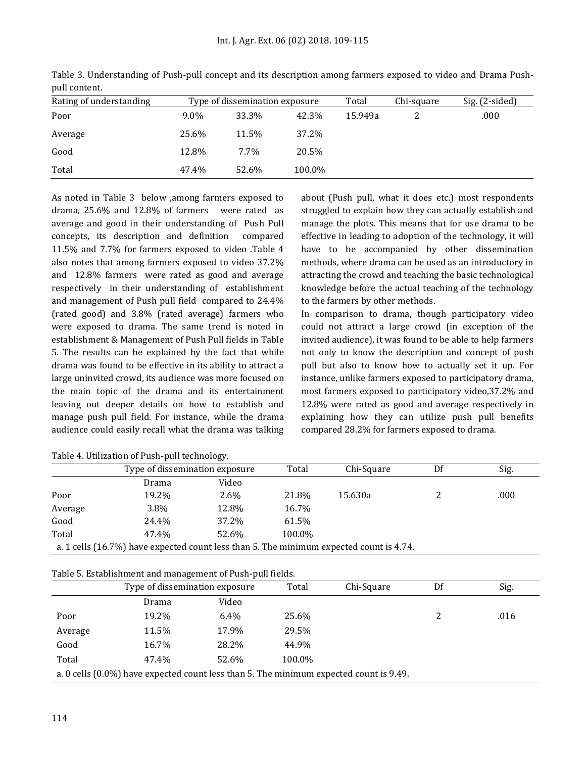Table 3. Understanding of Push-pull concept and its description among farmers exposed to video and Drama Push-pull content.

| Rating of understanding | Type of dissemination exposure | | | Total | Chi-square | Sig. (2-sided) |
|---|---|---|---|---|---|---|
| Poor | 9.0% | 33.3% | 42.3% | 15.949a | 2 | .000 |
| Average | 25.6% | 11.5% | 37.2% | | | |
| Good | 12.8% | 7.7% | 20.5% | | | |
| Total | 47.4% | 52.6% | 100.0% | | | |

As noted in Table 3 below ,among farmers exposed to drama, 25.6% and 12.8% of farmers were rated as average and good in their understanding of Push Pull concepts, its description and definition compared 11.5% and 7.7% for farmers exposed to video .Table 4 also notes that among farmers exposed to video 37.2% and 12.8% farmers were rated as good and average respectively in their understanding of establishment and management of Push pull field compared to 24.4% (rated good) and 3.8% (rated average) farmers who were exposed to drama. The same trend is noted in establishment & Management of Push Pull fields in Table 5. The results can be explained by the fact that while drama was found to be effective in its ability to attract a large uninvited crowd, its audience was more focused on the main topic of the drama and its entertainment leaving out deeper details on how to establish and manage push pull field. For instance, while the drama audience could easily recall what the drama was talking about (Push pull, what it does etc.) most respondents struggled to explain how they can actually establish and manage the plots. This means that for use drama to be effective in leading to adoption of the technology, it will have to be accompanied by other dissemination methods, where drama can be used as an introductory in attracting the crowd and teaching the basic technological knowledge before the actual teaching of the technology to the farmers by other methods.

In comparison to drama, though participatory video could not attract a large crowd (in exception of the invited audience), it was found to be able to help farmers not only to know the description and concept of push pull but also to know how to actually set it up. For instance, unlike farmers exposed to participatory drama, most farmers exposed to participatory video,37.2% and 12.8% were rated as good and average respectively in explaining how they can utilize push pull benefits compared 28.2% for farmers exposed to drama.

Table 4. Utilization of Push-pull technology.

| | Type of dissemination exposure | | Total | Chi-Square | Df | Sig. |
|---|---|---|---|---|---|---|
| | Drama | Video | | | | |
| Poor | 19.2% | 2.6% | 21.8% | 15.630a | 2 | .000 |
| Average | 3.8% | 12.8% | 16.7% | | | |
| Good | 24.4% | 37.2% | 61.5% | | | |
| Total | 47.4% | 52.6% | 100.0% | | | |

a. 1 cells (16.7%) have expected count less than 5. The minimum expected count is 4.74.

Table 5. Establishment and management of Push-pull fields.

| | Type of dissemination exposure | | Total | Chi-Square | Df | Sig. |
|---|---|---|---|---|---|---|
| | Drama | Video | | | | |
| Poor | 19.2% | 6.4% | 25.6% | | 2 | .016 |
| Average | 11.5% | 17.9% | 29.5% | | | |
| Good | 16.7% | 28.2% | 44.9% | | | |
| Total | 47.4% | 52.6% | 100.0% | | | |

a. 0 cells (0.0%) have expected count less than 5. The minimum expected count is 9.49.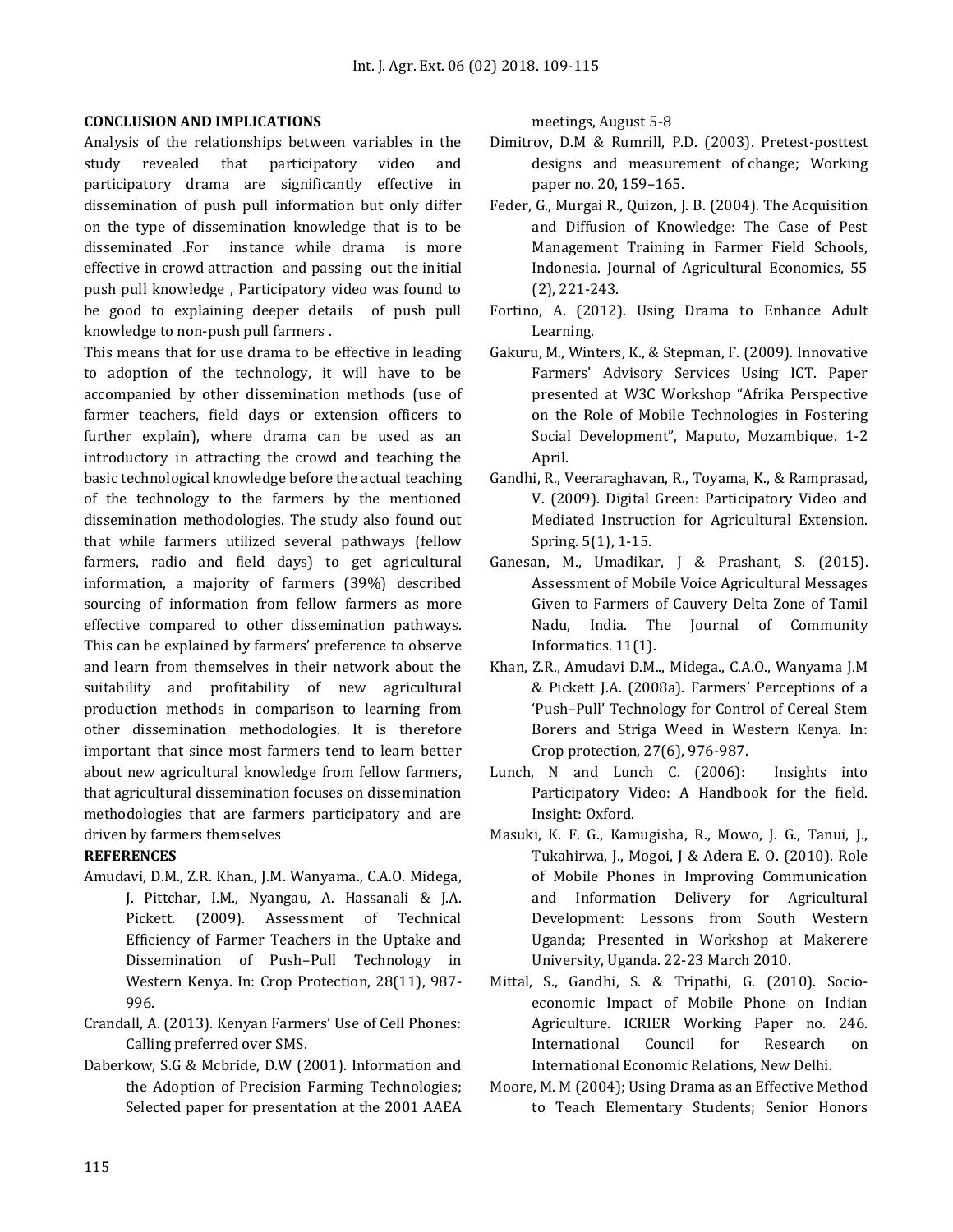## CONCLUSION AND IMPLICATIONS

Analysis of the relationships between variables in the study revealed that participatory video and participatory drama are significantly effective in dissemination of push pull information but only differ on the type of dissemination knowledge that is to be disseminated .For instance while drama is more effective in crowd attraction and passing out the initial push pull knowledge , Participatory video was found to be good to explaining deeper details of push pull knowledge to non-push pull farmers .

This means that for use drama to be effective in leading to adoption of the technology, it will have to be accompanied by other dissemination methods (use of farmer teachers, field days or extension officers to further explain), where drama can be used as an introductory in attracting the crowd and teaching the basic technological knowledge before the actual teaching of the technology to the farmers by the mentioned dissemination methodologies. The study also found out that while farmers utilized several pathways (fellow farmers, radio and field days) to get agricultural information, a majority of farmers (39%) described sourcing of information from fellow farmers as more effective compared to other dissemination pathways. This can be explained by farmers' preference to observe and learn from themselves in their network about the suitability and profitability of new agricultural production methods in comparison to learning from other dissemination methodologies. It is therefore important that since most farmers tend to learn better about new agricultural knowledge from fellow farmers, that agricultural dissemination focuses on dissemination methodologies that are farmers participatory and are driven by farmers themselves

## REFERENCES

Amudavi, D.M., Z.R. Khan., J.M. Wanyama., C.A.O. Midega, J. Pittchar, I.M., Nyangau, A. Hassanali & J.A. Pickett. (2009). Assessment of Technical Efficiency of Farmer Teachers in the Uptake and Dissemination of Push–Pull Technology in Western Kenya. In: Crop Protection, 28(11), 987-996.

Crandall, A. (2013). Kenyan Farmers' Use of Cell Phones: Calling preferred over SMS.

Daberkow, S.G & Mcbride, D.W (2001). Information and the Adoption of Precision Farming Technologies; Selected paper for presentation at the 2001 AAEA meetings, August 5-8

Dimitrov, D.M & Rumrill, P.D. (2003). Pretest-posttest designs and measurement of change; Working paper no. 20, 159–165.

Feder, G., Murgai R., Quizon, J. B. (2004). The Acquisition and Diffusion of Knowledge: The Case of Pest Management Training in Farmer Field Schools, Indonesia. Journal of Agricultural Economics, 55 (2), 221-243.

Fortino, A. (2012). Using Drama to Enhance Adult Learning.

Gakuru, M., Winters, K., & Stepman, F. (2009). Innovative Farmers' Advisory Services Using ICT. Paper presented at W3C Workshop "Afrika Perspective on the Role of Mobile Technologies in Fostering Social Development", Maputo, Mozambique. 1-2 April.

Gandhi, R., Veeraraghavan, R., Toyama, K., & Ramprasad, V. (2009). Digital Green: Participatory Video and Mediated Instruction for Agricultural Extension. Spring. 5(1), 1-15.

Ganesan, M., Umadikar, J & Prashant, S. (2015). Assessment of Mobile Voice Agricultural Messages Given to Farmers of Cauvery Delta Zone of Tamil Nadu, India. The Journal of Community Informatics. 11(1).

Khan, Z.R., Amudavi D.M.., Midega., C.A.O., Wanyama J.M & Pickett J.A. (2008a). Farmers' Perceptions of a 'Push–Pull' Technology for Control of Cereal Stem Borers and Striga Weed in Western Kenya. In: Crop protection, 27(6), 976-987.

Lunch, N and Lunch C. (2006): Insights into Participatory Video: A Handbook for the field. Insight: Oxford.

Masuki, K. F. G., Kamugisha, R., Mowo, J. G., Tanui, J., Tukahirwa, J., Mogoi, J & Adera E. O. (2010). Role of Mobile Phones in Improving Communication and Information Delivery for Agricultural Development: Lessons from South Western Uganda; Presented in Workshop at Makerere University, Uganda. 22-23 March 2010.

Mittal, S., Gandhi, S. & Tripathi, G. (2010). Socio-economic Impact of Mobile Phone on Indian Agriculture. ICRIER Working Paper no. 246. International Council for Research on International Economic Relations, New Delhi.

Moore, M. M (2004); Using Drama as an Effective Method to Teach Elementary Students; Senior Honors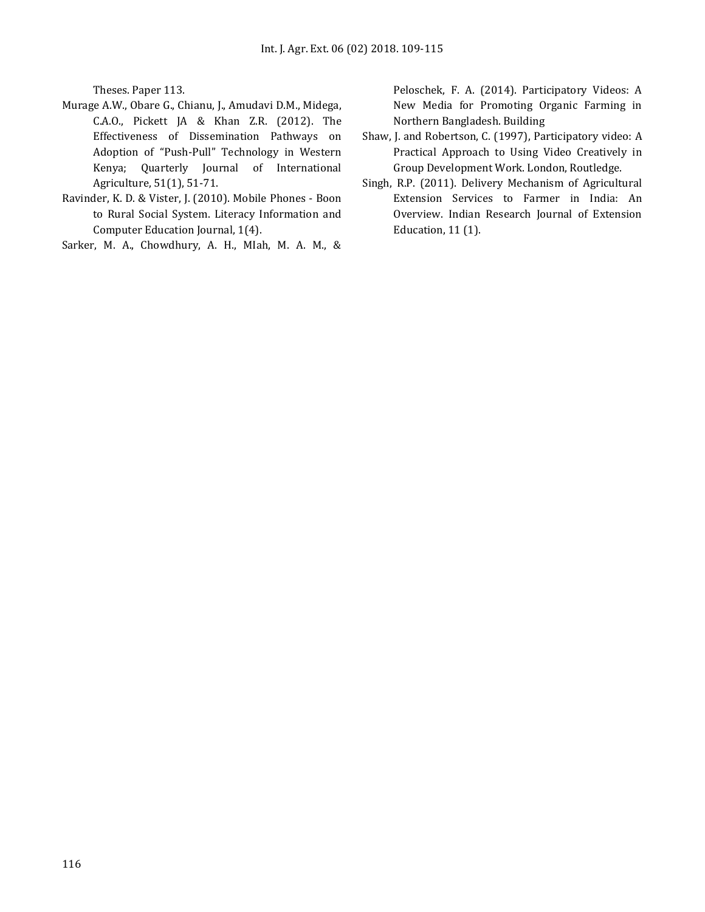Theses. Paper 113.

Murage A.W., Obare G., Chianu, J., Amudavi D.M., Midega, C.A.O., Pickett JA & Khan Z.R. (2012). The Effectiveness of Dissemination Pathways on Adoption of "Push-Pull" Technology in Western Kenya; Quarterly Journal of International Agriculture, 51(1), 51-71.

Ravinder, K. D. & Vister, J. (2010). Mobile Phones - Boon to Rural Social System. Literacy Information and Computer Education Journal, 1(4).

Sarker, M. A., Chowdhury, A. H., MIah, M. A. M., & Peloschek, F. A. (2014). Participatory Videos: A New Media for Promoting Organic Farming in Northern Bangladesh. Building

Shaw, J. and Robertson, C. (1997), Participatory video: A Practical Approach to Using Video Creatively in Group Development Work. London, Routledge.

Singh, R.P. (2011). Delivery Mechanism of Agricultural Extension Services to Farmer in India: An Overview. Indian Research Journal of Extension Education, 11 (1).